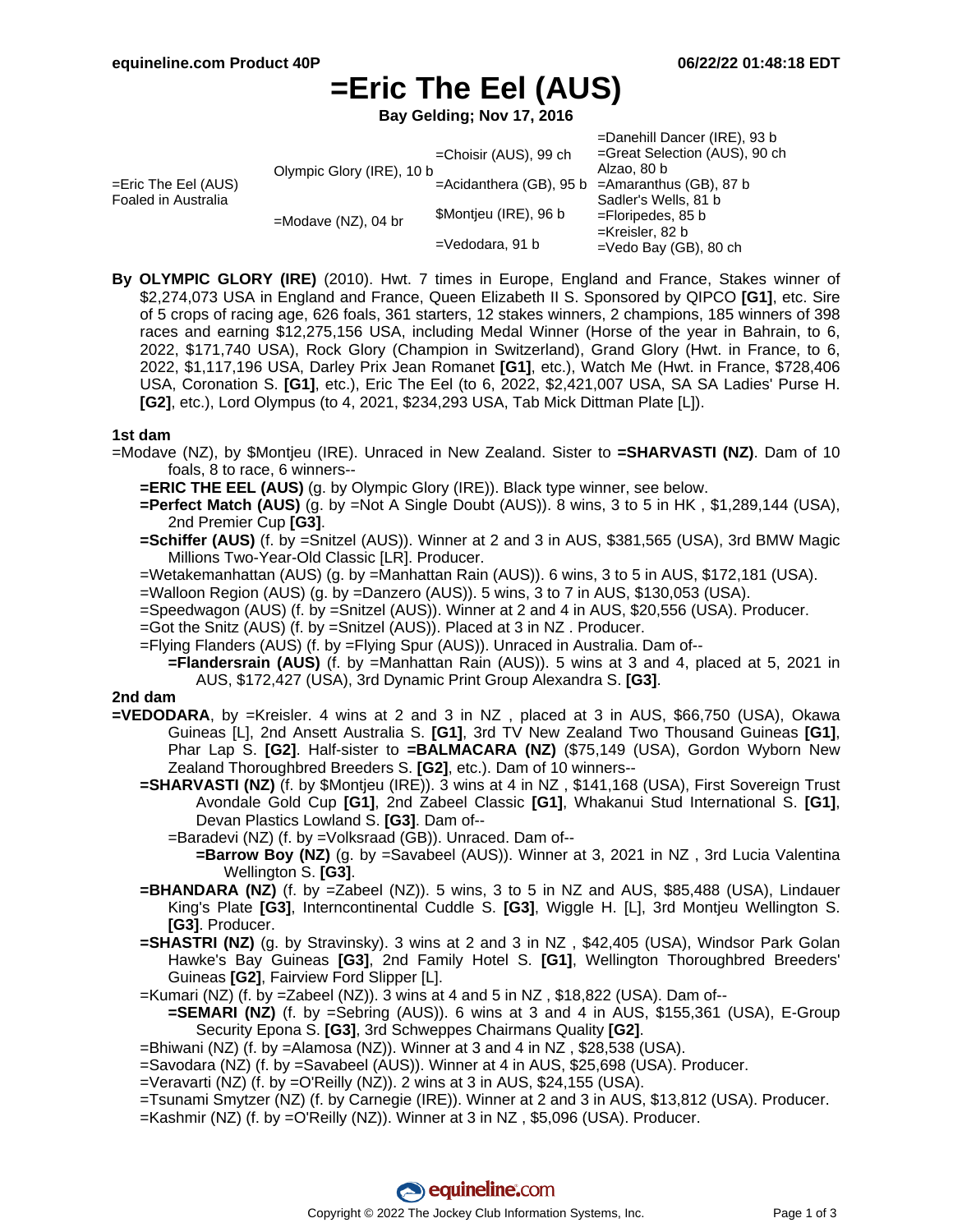# =Eric The Eel (AUS)

**Bay Gelding; Nov 17, 2016**

| | | | |
|---|---|---|---|
| =Eric The Eel (AUS) Foaled in Australia | Olympic Glory (IRE), 10 b | =Choisir (AUS), 99 ch | =Danehill Dancer (IRE), 93 b |
| | | | =Great Selection (AUS), 90 ch |
| | | =Acidanthera (GB), 95 b | Alzao, 80 b |
| | | | =Amaranthus (GB), 87 b |
| | =Modave (NZ), 04 br | $Montjeu (IRE), 96 b | Sadler's Wells, 81 b |
| | | | =Floripedes, 85 b |
| | | =Vedodara, 91 b | =Kreisler, 82 b |
| | | | =Vedo Bay (GB), 80 ch |

**By OLYMPIC GLORY (IRE)** (2010). Hwt. 7 times in Europe, England and France, Stakes winner of $2,274,073 USA in England and France, Queen Elizabeth II S. Sponsored by QIPCO **[G1]**, etc. Sire of 5 crops of racing age, 626 foals, 361 starters, 12 stakes winners, 2 champions, 185 winners of 398 races and earning $12,275,156 USA, including Medal Winner (Horse of the year in Bahrain, to 6, 2022, $171,740 USA), Rock Glory (Champion in Switzerland), Grand Glory (Hwt. in France, to 6, 2022, $1,117,196 USA, Darley Prix Jean Romanet **[G1]**, etc.), Watch Me (Hwt. in France, $728,406 USA, Coronation S. **[G1]**, etc.), Eric The Eel (to 6, 2022, $2,421,007 USA, SA SA Ladies' Purse H. **[G2]**, etc.), Lord Olympus (to 4, 2021, $234,293 USA, Tab Mick Dittman Plate [L]).

### 1st dam

=Modave (NZ), by $Montjeu (IRE). Unraced in New Zealand. Sister to **=SHARVASTI (NZ)**. Dam of 10 foals, 8 to race, 6 winners--

- **=ERIC THE EEL (AUS)** (g. by Olympic Glory (IRE)). Black type winner, see below.
- **=Perfect Match (AUS)** (g. by =Not A Single Doubt (AUS)). 8 wins, 3 to 5 in HK , $1,289,144 (USA), 2nd Premier Cup **[G3]**.
- **=Schiffer (AUS)** (f. by =Snitzel (AUS)). Winner at 2 and 3 in AUS, $381,565 (USA), 3rd BMW Magic Millions Two-Year-Old Classic [LR]. Producer.
- =Wetakemanhattan (AUS) (g. by =Manhattan Rain (AUS)). 6 wins, 3 to 5 in AUS, $172,181 (USA).
- =Walloon Region (AUS) (g. by =Danzero (AUS)). 5 wins, 3 to 7 in AUS, $130,053 (USA).
- =Speedwagon (AUS) (f. by =Snitzel (AUS)). Winner at 2 and 4 in AUS, $20,556 (USA). Producer.
- =Got the Snitz (AUS) (f. by =Snitzel (AUS)). Placed at 3 in NZ . Producer.
- =Flying Flanders (AUS) (f. by =Flying Spur (AUS)). Unraced in Australia. Dam of--
  - **=Flandersrain (AUS)** (f. by =Manhattan Rain (AUS)). 5 wins at 3 and 4, placed at 5, 2021 in AUS, $172,427 (USA), 3rd Dynamic Print Group Alexandra S. **[G3]**.

### 2nd dam

**=VEDODARA**, by =Kreisler. 4 wins at 2 and 3 in NZ , placed at 3 in AUS, $66,750 (USA), Okawa Guineas [L], 2nd Ansett Australia S. **[G1]**, 3rd TV New Zealand Two Thousand Guineas **[G1]**, Phar Lap S. **[G2]**. Half-sister to **=BALMACARA (NZ)** ($75,149 (USA), Gordon Wyborn New Zealand Thoroughbred Breeders S. **[G2]**, etc.). Dam of 10 winners--

- **=SHARVASTI (NZ)** (f. by $Montjeu (IRE)). 3 wins at 4 in NZ , $141,168 (USA), First Sovereign Trust Avondale Gold Cup **[G1]**, 2nd Zabeel Classic **[G1]**, Whakanui Stud International S. **[G1]**, Devan Plastics Lowland S. **[G3]**. Dam of--
  - =Baradevi (NZ) (f. by =Volksraad (GB)). Unraced. Dam of--
    - **=Barrow Boy (NZ)** (g. by =Savabeel (AUS)). Winner at 3, 2021 in NZ , 3rd Lucia Valentina Wellington S. **[G3]**.
- **=BHANDARA (NZ)** (f. by =Zabeel (NZ)). 5 wins, 3 to 5 in NZ and AUS, $85,488 (USA), Lindauer King's Plate **[G3]**, Interncontinental Cuddle S. **[G3]**, Wiggle H. [L], 3rd Montjeu Wellington S. **[G3]**. Producer.
- **=SHASTRI (NZ)** (g. by Stravinsky). 3 wins at 2 and 3 in NZ , $42,405 (USA), Windsor Park Golan Hawke's Bay Guineas **[G3]**, 2nd Family Hotel S. **[G1]**, Wellington Thoroughbred Breeders' Guineas **[G2]**, Fairview Ford Slipper [L].
- =Kumari (NZ) (f. by =Zabeel (NZ)). 3 wins at 4 and 5 in NZ , $18,822 (USA). Dam of--
  - **=SEMARI (NZ)** (f. by =Sebring (AUS)). 6 wins at 3 and 4 in AUS, $155,361 (USA), E-Group Security Epona S. **[G3]**, 3rd Schweppes Chairmans Quality **[G2]**.
- =Bhiwani (NZ) (f. by =Alamosa (NZ)). Winner at 3 and 4 in NZ , $28,538 (USA).
- =Savodara (NZ) (f. by =Savabeel (AUS)). Winner at 4 in AUS, $25,698 (USA). Producer.
- =Veravarti (NZ) (f. by =O'Reilly (NZ)). 2 wins at 3 in AUS, $24,155 (USA).
- =Tsunami Smytzer (NZ) (f. by Carnegie (IRE)). Winner at 2 and 3 in AUS, $13,812 (USA). Producer.
- =Kashmir (NZ) (f. by =O'Reilly (NZ)). Winner at 3 in NZ , $5,096 (USA). Producer.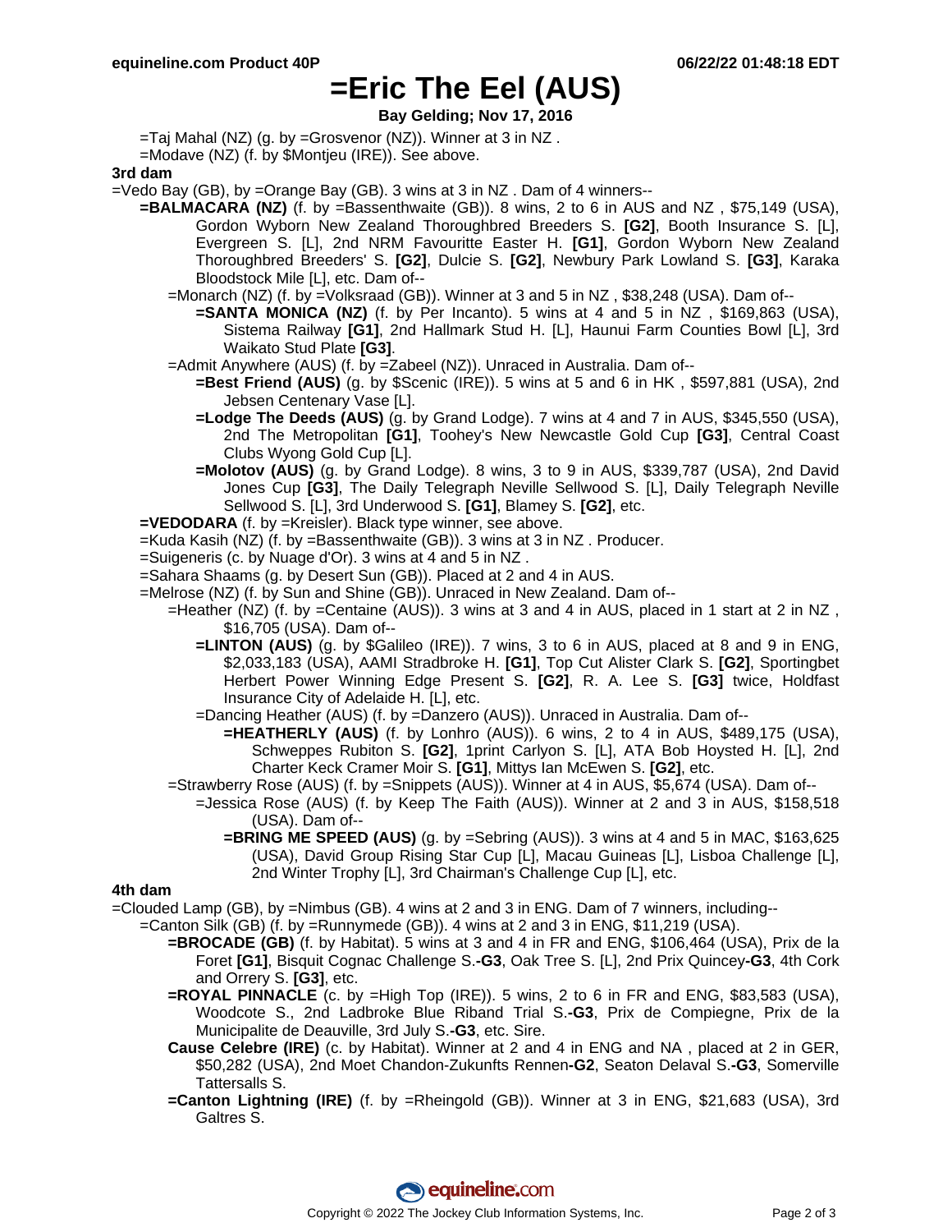# =Eric The Eel (AUS)

**Bay Gelding; Nov 17, 2016**

=Taj Mahal (NZ) (g. by =Grosvenor (NZ)). Winner at 3 in NZ .

=Modave (NZ) (f. by $Montjeu (IRE)). See above.

**3rd dam**

=Vedo Bay (GB), by =Orange Bay (GB). 3 wins at 3 in NZ . Dam of 4 winners--

**=BALMACARA (NZ)** (f. by =Bassenthwaite (GB)). 8 wins, 2 to 6 in AUS and NZ , $75,149 (USA), Gordon Wyborn New Zealand Thoroughbred Breeders S. **[G2]**, Booth Insurance S. [L], Evergreen S. [L], 2nd NRM Favouritte Easter H. **[G1]**, Gordon Wyborn New Zealand Thoroughbred Breeders' S. **[G2]**, Dulcie S. **[G2]**, Newbury Park Lowland S. **[G3]**, Karaka Bloodstock Mile [L], etc. Dam of--

=Monarch (NZ) (f. by =Volksraad (GB)). Winner at 3 and 5 in NZ , $38,248 (USA). Dam of--

**=SANTA MONICA (NZ)** (f. by Per Incanto). 5 wins at 4 and 5 in NZ , $169,863 (USA), Sistema Railway **[G1]**, 2nd Hallmark Stud H. [L], Haunui Farm Counties Bowl [L], 3rd Waikato Stud Plate **[G3]**.

=Admit Anywhere (AUS) (f. by =Zabeel (NZ)). Unraced in Australia. Dam of--

**=Best Friend (AUS)** (g. by $Scenic (IRE)). 5 wins at 5 and 6 in HK , $597,881 (USA), 2nd Jebsen Centenary Vase [L].

**=Lodge The Deeds (AUS)** (g. by Grand Lodge). 7 wins at 4 and 7 in AUS, $345,550 (USA), 2nd The Metropolitan **[G1]**, Toohey's New Newcastle Gold Cup **[G3]**, Central Coast Clubs Wyong Gold Cup [L].

**=Molotov (AUS)** (g. by Grand Lodge). 8 wins, 3 to 9 in AUS, $339,787 (USA), 2nd David Jones Cup **[G3]**, The Daily Telegraph Neville Sellwood S. [L], Daily Telegraph Neville Sellwood S. [L], 3rd Underwood S. **[G1]**, Blamey S. **[G2]**, etc.

**=VEDODARA** (f. by =Kreisler). Black type winner, see above.

=Kuda Kasih (NZ) (f. by =Bassenthwaite (GB)). 3 wins at 3 in NZ . Producer.

=Suigeneris (c. by Nuage d'Or). 3 wins at 4 and 5 in NZ .

=Sahara Shaams (g. by Desert Sun (GB)). Placed at 2 and 4 in AUS.

=Melrose (NZ) (f. by Sun and Shine (GB)). Unraced in New Zealand. Dam of--

=Heather (NZ) (f. by =Centaine (AUS)). 3 wins at 3 and 4 in AUS, placed in 1 start at 2 in NZ , $16,705 (USA). Dam of--

**=LINTON (AUS)** (g. by $Galileo (IRE)). 7 wins, 3 to 6 in AUS, placed at 8 and 9 in ENG, $2,033,183 (USA), AAMI Stradbroke H. **[G1]**, Top Cut Alister Clark S. **[G2]**, Sportingbet Herbert Power Winning Edge Present S. **[G2]**, R. A. Lee S. **[G3]** twice, Holdfast Insurance City of Adelaide H. [L], etc.

=Dancing Heather (AUS) (f. by =Danzero (AUS)). Unraced in Australia. Dam of--

**=HEATHERLY (AUS)** (f. by Lonhro (AUS)). 6 wins, 2 to 4 in AUS, $489,175 (USA), Schweppes Rubiton S. **[G2]**, 1print Carlyon S. [L], ATA Bob Hoysted H. [L], 2nd Charter Keck Cramer Moir S. **[G1]**, Mittys Ian McEwen S. **[G2]**, etc.

=Strawberry Rose (AUS) (f. by =Snippets (AUS)). Winner at 4 in AUS, $5,674 (USA). Dam of--

=Jessica Rose (AUS) (f. by Keep The Faith (AUS)). Winner at 2 and 3 in AUS, $158,518 (USA). Dam of--

**=BRING ME SPEED (AUS)** (g. by =Sebring (AUS)). 3 wins at 4 and 5 in MAC, $163,625 (USA), David Group Rising Star Cup [L], Macau Guineas [L], Lisboa Challenge [L], 2nd Winter Trophy [L], 3rd Chairman's Challenge Cup [L], etc.

**4th dam**

=Clouded Lamp (GB), by =Nimbus (GB). 4 wins at 2 and 3 in ENG. Dam of 7 winners, including--

=Canton Silk (GB) (f. by =Runnymede (GB)). 4 wins at 2 and 3 in ENG, $11,219 (USA).

**=BROCADE (GB)** (f. by Habitat). 5 wins at 3 and 4 in FR and ENG, $106,464 (USA), Prix de la Foret **[G1]**, Bisquit Cognac Challenge S.**-G3**, Oak Tree S. [L], 2nd Prix Quincey**-G3**, 4th Cork and Orrery S. **[G3]**, etc.

**=ROYAL PINNACLE** (c. by =High Top (IRE)). 5 wins, 2 to 6 in FR and ENG, $83,583 (USA), Woodcote S., 2nd Ladbroke Blue Riband Trial S.**-G3**, Prix de Compiegne, Prix de la Municipalite de Deauville, 3rd July S.**-G3**, etc. Sire.

**Cause Celebre (IRE)** (c. by Habitat). Winner at 2 and 4 in ENG and NA , placed at 2 in GER, $50,282 (USA), 2nd Moet Chandon-Zukunfts Rennen**-G2**, Seaton Delaval S.**-G3**, Somerville Tattersalls S.

**=Canton Lightning (IRE)** (f. by =Rheingold (GB)). Winner at 3 in ENG, $21,683 (USA), 3rd Galtres S.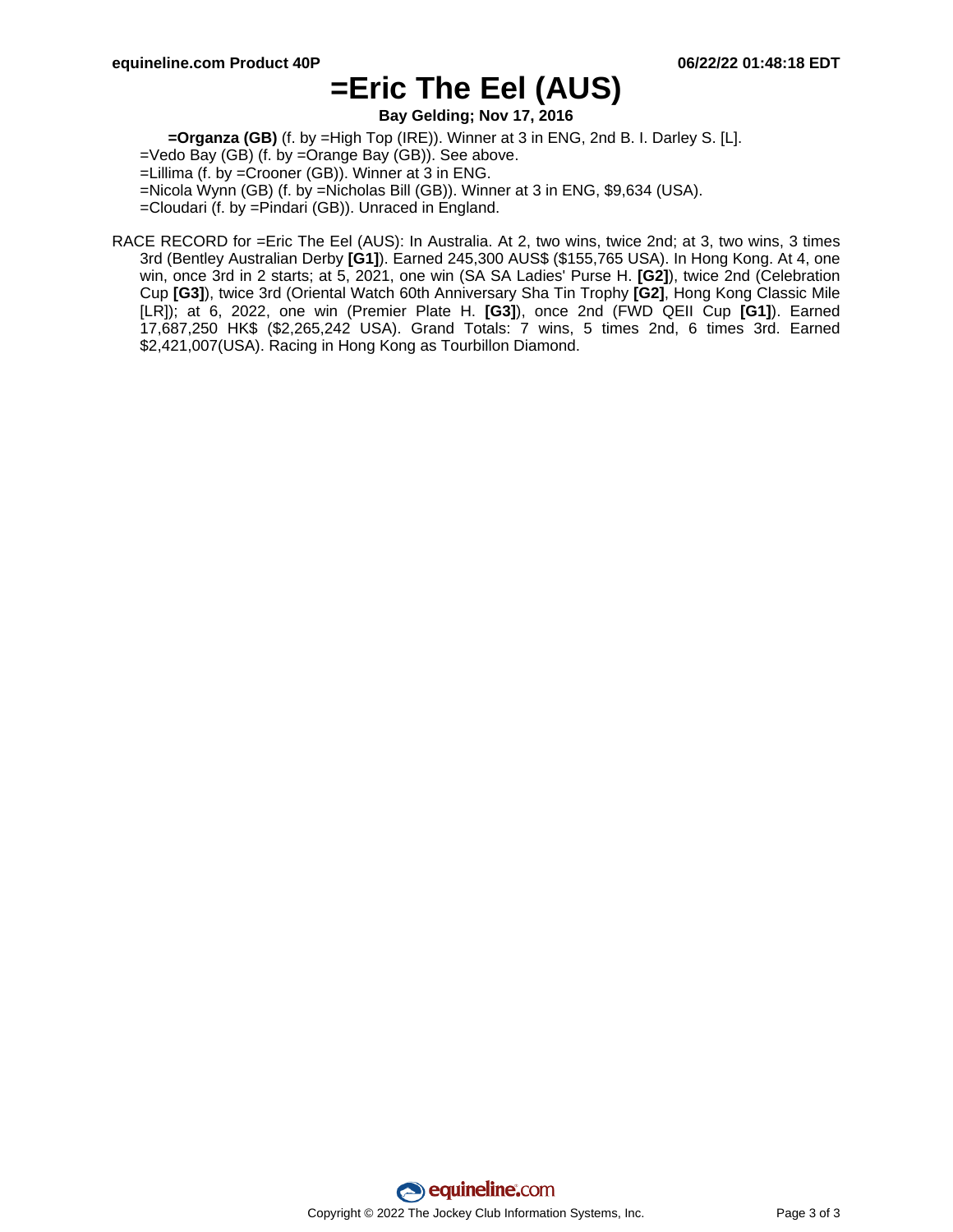# =Eric The Eel (AUS)

**Bay Gelding; Nov 17, 2016**

**=Organza (GB)** (f. by =High Top (IRE)). Winner at 3 in ENG, 2nd B. I. Darley S. [L].

=Vedo Bay (GB) (f. by =Orange Bay (GB)). See above.

=Lillima (f. by =Crooner (GB)). Winner at 3 in ENG.

=Nicola Wynn (GB) (f. by =Nicholas Bill (GB)). Winner at 3 in ENG, $9,634 (USA).

=Cloudari (f. by =Pindari (GB)). Unraced in England.

RACE RECORD for =Eric The Eel (AUS): In Australia. At 2, two wins, twice 2nd; at 3, two wins, 3 times 3rd (Bentley Australian Derby **[G1]**). Earned 245,300 AUS$ ($155,765 USA). In Hong Kong. At 4, one win, once 3rd in 2 starts; at 5, 2021, one win (SA SA Ladies' Purse H. **[G2]**), twice 2nd (Celebration Cup **[G3]**), twice 3rd (Oriental Watch 60th Anniversary Sha Tin Trophy **[G2]**, Hong Kong Classic Mile [LR]); at 6, 2022, one win (Premier Plate H. **[G3]**), once 2nd (FWD QEII Cup **[G1]**). Earned 17,687,250 HK$ ($2,265,242 USA). Grand Totals: 7 wins, 5 times 2nd, 6 times 3rd. Earned $2,421,007(USA). Racing in Hong Kong as Tourbillon Diamond.